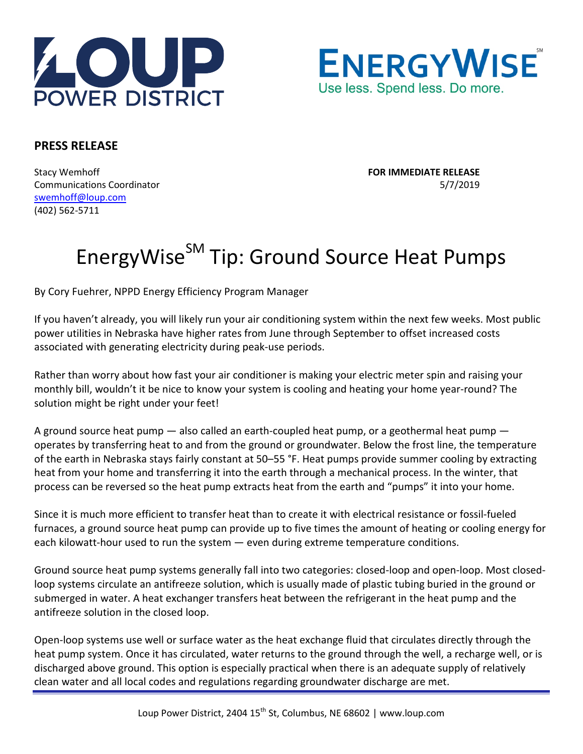LOUP POWER DISTRICT

ENERGYWISE[SM]
Use less. Spend less. Do more.

**PRESS RELEASE**

Stacy Wemhoff
Communications Coordinator
swemhoff@loup.com
(402) 562-5711

**FOR IMMEDIATE RELEASE**
5/7/2019

# EnergyWise[SM] Tip: Ground Source Heat Pumps

By Cory Fuehrer, NPPD Energy Efficiency Program Manager

If you haven't already, you will likely run your air conditioning system within the next few weeks. Most public power utilities in Nebraska have higher rates from June through September to offset increased costs associated with generating electricity during peak-use periods.

Rather than worry about how fast your air conditioner is making your electric meter spin and raising your monthly bill, wouldn't it be nice to know your system is cooling and heating your home year-round? The solution might be right under your feet!

A ground source heat pump — also called an earth-coupled heat pump, or a geothermal heat pump — operates by transferring heat to and from the ground or groundwater. Below the frost line, the temperature of the earth in Nebraska stays fairly constant at 50–55 °F. Heat pumps provide summer cooling by extracting heat from your home and transferring it into the earth through a mechanical process. In the winter, that process can be reversed so the heat pump extracts heat from the earth and "pumps" it into your home.

Since it is much more efficient to transfer heat than to create it with electrical resistance or fossil-fueled furnaces, a ground source heat pump can provide up to five times the amount of heating or cooling energy for each kilowatt-hour used to run the system — even during extreme temperature conditions.

Ground source heat pump systems generally fall into two categories: closed-loop and open-loop. Most closed-loop systems circulate an antifreeze solution, which is usually made of plastic tubing buried in the ground or submerged in water. A heat exchanger transfers heat between the refrigerant in the heat pump and the antifreeze solution in the closed loop.

Open-loop systems use well or surface water as the heat exchange fluid that circulates directly through the heat pump system. Once it has circulated, water returns to the ground through the well, a recharge well, or is discharged above ground. This option is especially practical when there is an adequate supply of relatively clean water and all local codes and regulations regarding groundwater discharge are met.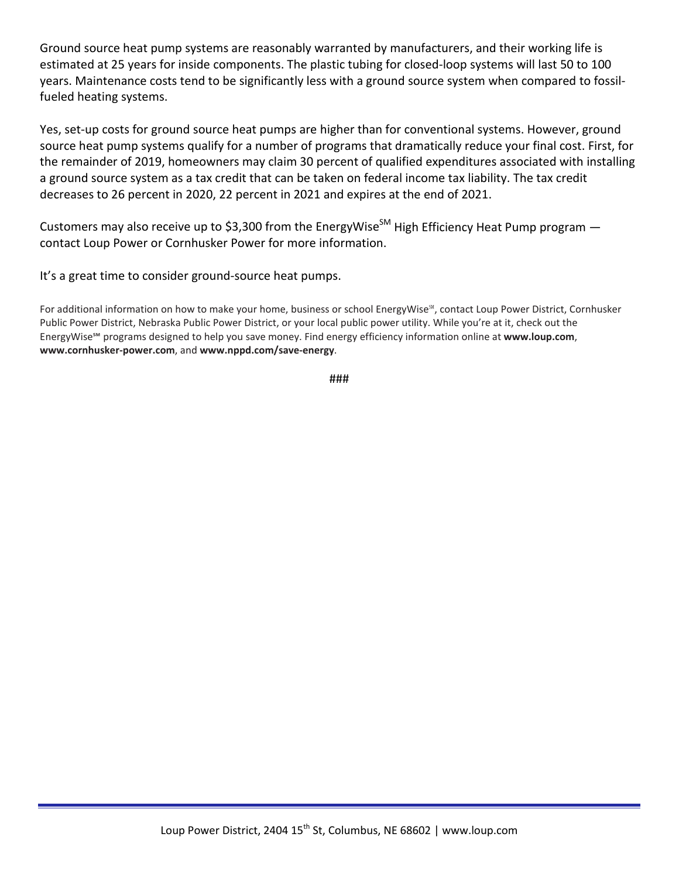Ground source heat pump systems are reasonably warranted by manufacturers, and their working life is estimated at 25 years for inside components. The plastic tubing for closed-loop systems will last 50 to 100 years. Maintenance costs tend to be significantly less with a ground source system when compared to fossil-fueled heating systems.

Yes, set-up costs for ground source heat pumps are higher than for conventional systems. However, ground source heat pump systems qualify for a number of programs that dramatically reduce your final cost. First, for the remainder of 2019, homeowners may claim 30 percent of qualified expenditures associated with installing a ground source system as a tax credit that can be taken on federal income tax liability. The tax credit decreases to 26 percent in 2020, 22 percent in 2021 and expires at the end of 2021.

Customers may also receive up to $3,300 from the EnergyWise℠ High Efficiency Heat Pump program — contact Loup Power or Cornhusker Power for more information.

It's a great time to consider ground-source heat pumps.

For additional information on how to make your home, business or school EnergyWise℠, contact Loup Power District, Cornhusker Public Power District, Nebraska Public Power District, or your local public power utility. While you're at it, check out the EnergyWise℠ programs designed to help you save money. Find energy efficiency information online at **www.loup.com**, **www.cornhusker-power.com**, and **www.nppd.com/save-energy**.

###